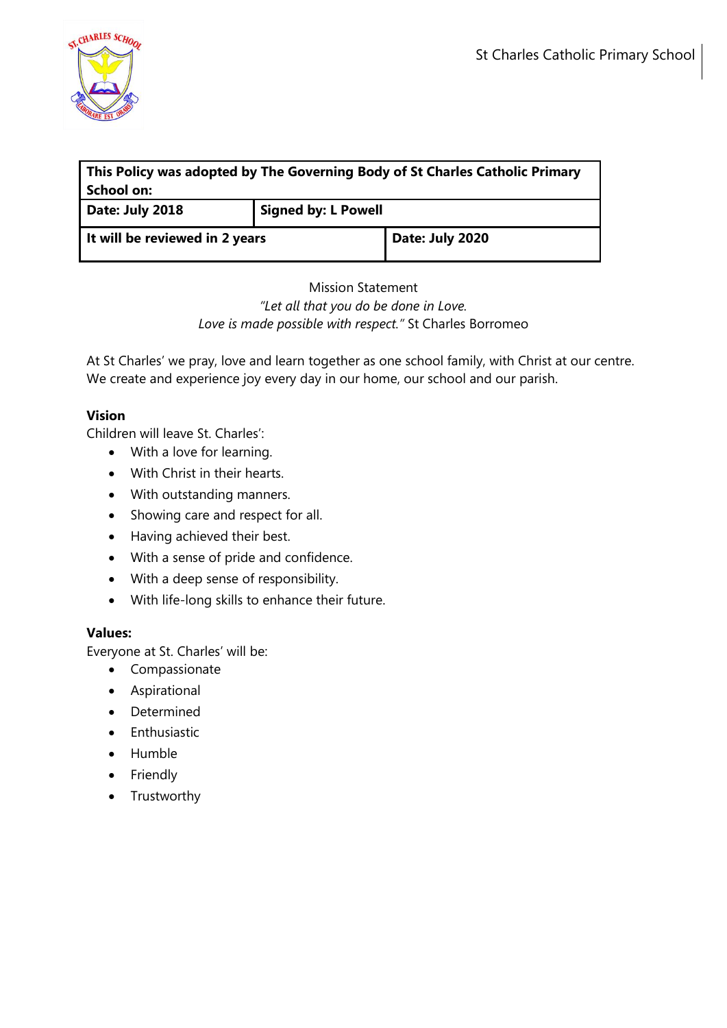St Charles Catholic Primary School

| This Policy was adopted by The Governing Body of St Charles Catholic Primary School on: | | |
|---|---|---|
| **Date: July 2018** | **Signed by: L Powell** | |
| **It will be reviewed in 2 years** | | **Date: July 2020** |

Mission Statement

*"Let all that you do be done in Love.*
*Love is made possible with respect."* St Charles Borromeo

At St Charles' we pray, love and learn together as one school family, with Christ at our centre. We create and experience joy every day in our home, our school and our parish.

**Vision**

Children will leave St. Charles':

- With a love for learning.
- With Christ in their hearts.
- With outstanding manners.
- Showing care and respect for all.
- Having achieved their best.
- With a sense of pride and confidence.
- With a deep sense of responsibility.
- With life-long skills to enhance their future.

**Values:**

Everyone at St. Charles' will be:

- Compassionate
- Aspirational
- Determined
- Enthusiastic
- Humble
- Friendly
- Trustworthy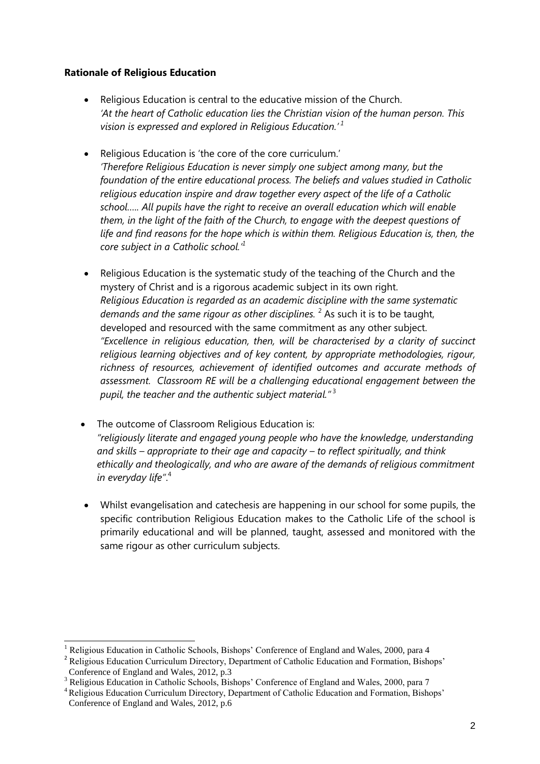**Rationale of Religious Education**

- Religious Education is central to the educative mission of the Church.
  *'At the heart of Catholic education lies the Christian vision of the human person. This vision is expressed and explored in Religious Education.'* [1]

- Religious Education is 'the core of the core curriculum.'
  *'Therefore Religious Education is never simply one subject among many, but the foundation of the entire educational process. The beliefs and values studied in Catholic religious education inspire and draw together every aspect of the life of a Catholic school..... All pupils have the right to receive an overall education which will enable them, in the light of the faith of the Church, to engage with the deepest questions of life and find reasons for the hope which is within them. Religious Education is, then, the core subject in a Catholic school.'* [1]

- Religious Education is the systematic study of the teaching of the Church and the mystery of Christ and is a rigorous academic subject in its own right.
  *Religious Education is regarded as an academic discipline with the same systematic demands and the same rigour as other disciplines.* [2] As such it is to be taught, developed and resourced with the same commitment as any other subject.
  *"Excellence in religious education, then, will be characterised by a clarity of succinct religious learning objectives and of key content, by appropriate methodologies, rigour, richness of resources, achievement of identified outcomes and accurate methods of assessment. Classroom RE will be a challenging educational engagement between the pupil, the teacher and the authentic subject material."* [3]

- The outcome of Classroom Religious Education is:
  *"religiously literate and engaged young people who have the knowledge, understanding and skills – appropriate to their age and capacity – to reflect spiritually, and think ethically and theologically, and who are aware of the demands of religious commitment in everyday life"*.[4]

- Whilst evangelisation and catechesis are happening in our school for some pupils, the specific contribution Religious Education makes to the Catholic Life of the school is primarily educational and will be planned, taught, assessed and monitored with the same rigour as other curriculum subjects.

---

[1] Religious Education in Catholic Schools, Bishops' Conference of England and Wales, 2000, para 4

[2] Religious Education Curriculum Directory, Department of Catholic Education and Formation, Bishops' Conference of England and Wales, 2012, p.3

[3] Religious Education in Catholic Schools, Bishops' Conference of England and Wales, 2000, para 7

[4] Religious Education Curriculum Directory, Department of Catholic Education and Formation, Bishops' Conference of England and Wales, 2012, p.6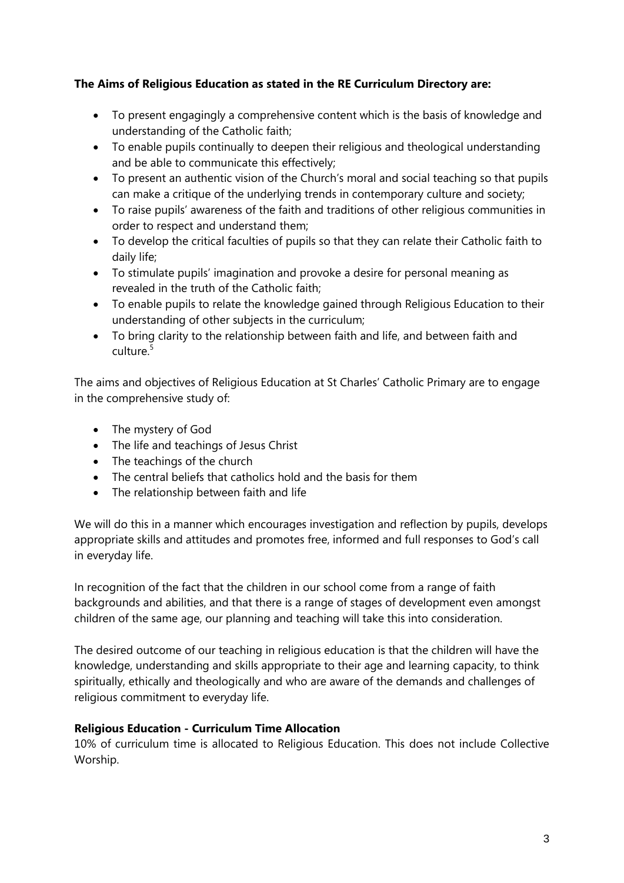**The Aims of Religious Education as stated in the RE Curriculum Directory are:**

- To present engagingly a comprehensive content which is the basis of knowledge and understanding of the Catholic faith;
- To enable pupils continually to deepen their religious and theological understanding and be able to communicate this effectively;
- To present an authentic vision of the Church's moral and social teaching so that pupils can make a critique of the underlying trends in contemporary culture and society;
- To raise pupils' awareness of the faith and traditions of other religious communities in order to respect and understand them;
- To develop the critical faculties of pupils so that they can relate their Catholic faith to daily life;
- To stimulate pupils' imagination and provoke a desire for personal meaning as revealed in the truth of the Catholic faith;
- To enable pupils to relate the knowledge gained through Religious Education to their understanding of other subjects in the curriculum;
- To bring clarity to the relationship between faith and life, and between faith and culture.[5]

The aims and objectives of Religious Education at St Charles' Catholic Primary are to engage in the comprehensive study of:

- The mystery of God
- The life and teachings of Jesus Christ
- The teachings of the church
- The central beliefs that catholics hold and the basis for them
- The relationship between faith and life

We will do this in a manner which encourages investigation and reflection by pupils, develops appropriate skills and attitudes and promotes free, informed and full responses to God's call in everyday life.

In recognition of the fact that the children in our school come from a range of faith backgrounds and abilities, and that there is a range of stages of development even amongst children of the same age, our planning and teaching will take this into consideration.

The desired outcome of our teaching in religious education is that the children will have the knowledge, understanding and skills appropriate to their age and learning capacity, to think spiritually, ethically and theologically and who are aware of the demands and challenges of religious commitment to everyday life.

**Religious Education - Curriculum Time Allocation**

10% of curriculum time is allocated to Religious Education. This does not include Collective Worship.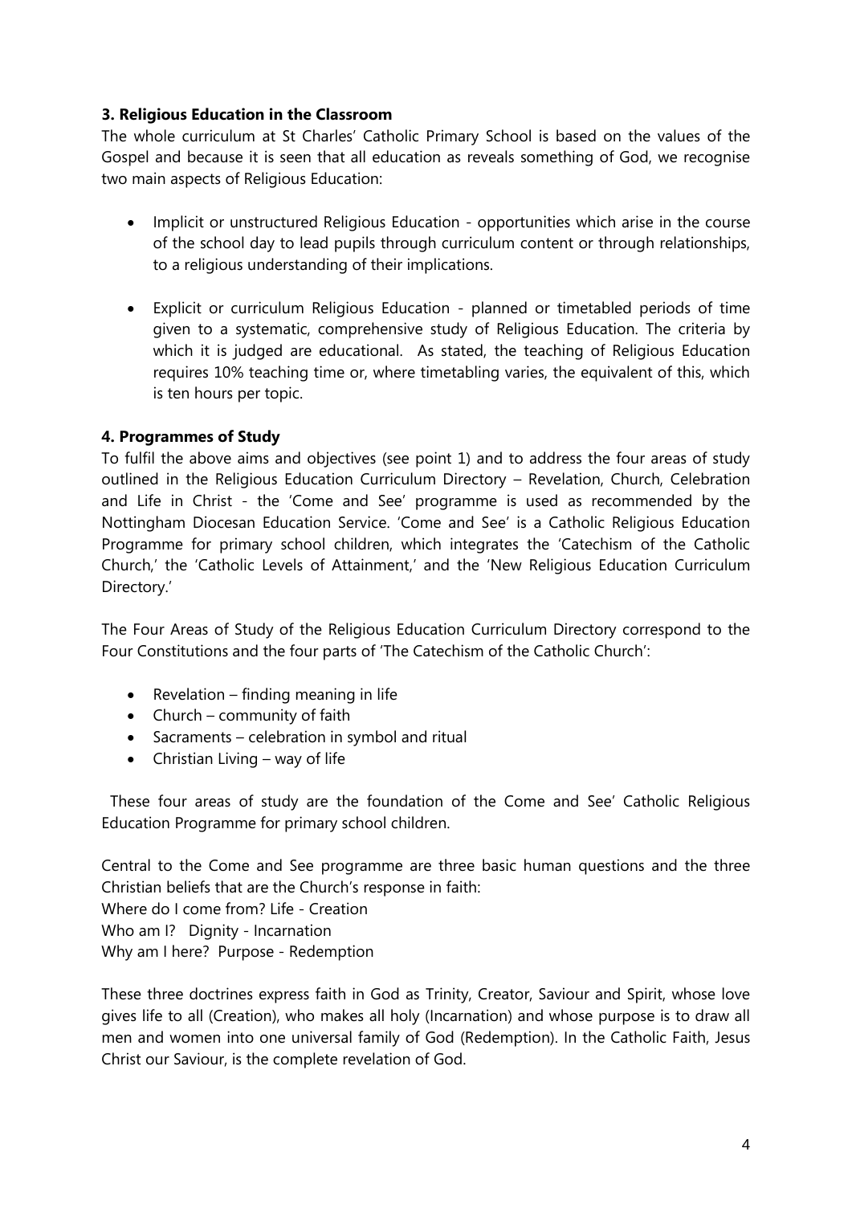### 3. Religious Education in the Classroom

The whole curriculum at St Charles' Catholic Primary School is based on the values of the Gospel and because it is seen that all education as reveals something of God, we recognise two main aspects of Religious Education:

- Implicit or unstructured Religious Education - opportunities which arise in the course of the school day to lead pupils through curriculum content or through relationships, to a religious understanding of their implications.
- Explicit or curriculum Religious Education - planned or timetabled periods of time given to a systematic, comprehensive study of Religious Education. The criteria by which it is judged are educational. As stated, the teaching of Religious Education requires 10% teaching time or, where timetabling varies, the equivalent of this, which is ten hours per topic.

### 4. Programmes of Study

To fulfil the above aims and objectives (see point 1) and to address the four areas of study outlined in the Religious Education Curriculum Directory – Revelation, Church, Celebration and Life in Christ - the 'Come and See' programme is used as recommended by the Nottingham Diocesan Education Service. 'Come and See' is a Catholic Religious Education Programme for primary school children, which integrates the 'Catechism of the Catholic Church,' the 'Catholic Levels of Attainment,' and the 'New Religious Education Curriculum Directory.'

The Four Areas of Study of the Religious Education Curriculum Directory correspond to the Four Constitutions and the four parts of 'The Catechism of the Catholic Church':

- Revelation – finding meaning in life
- Church – community of faith
- Sacraments – celebration in symbol and ritual
- Christian Living – way of life

These four areas of study are the foundation of the Come and See' Catholic Religious Education Programme for primary school children.

Central to the Come and See programme are three basic human questions and the three Christian beliefs that are the Church's response in faith:
Where do I come from? Life - Creation
Who am I? Dignity - Incarnation
Why am I here? Purpose - Redemption

These three doctrines express faith in God as Trinity, Creator, Saviour and Spirit, whose love gives life to all (Creation), who makes all holy (Incarnation) and whose purpose is to draw all men and women into one universal family of God (Redemption). In the Catholic Faith, Jesus Christ our Saviour, is the complete revelation of God.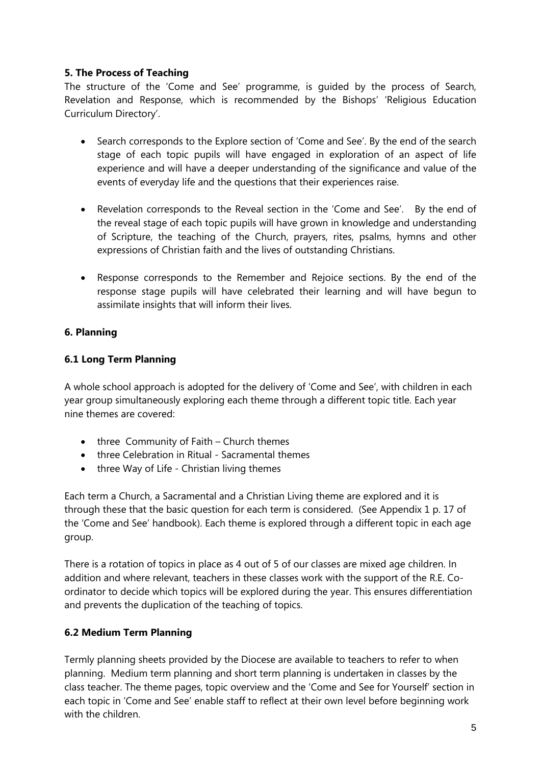### 5. The Process of Teaching

The structure of the 'Come and See' programme, is guided by the process of Search, Revelation and Response, which is recommended by the Bishops' 'Religious Education Curriculum Directory'.

- Search corresponds to the Explore section of 'Come and See'. By the end of the search stage of each topic pupils will have engaged in exploration of an aspect of life experience and will have a deeper understanding of the significance and value of the events of everyday life and the questions that their experiences raise.
- Revelation corresponds to the Reveal section in the 'Come and See'. By the end of the reveal stage of each topic pupils will have grown in knowledge and understanding of Scripture, the teaching of the Church, prayers, rites, psalms, hymns and other expressions of Christian faith and the lives of outstanding Christians.
- Response corresponds to the Remember and Rejoice sections. By the end of the response stage pupils will have celebrated their learning and will have begun to assimilate insights that will inform their lives.

### 6. Planning

#### 6.1 Long Term Planning

A whole school approach is adopted for the delivery of 'Come and See', with children in each year group simultaneously exploring each theme through a different topic title. Each year nine themes are covered:

- three Community of Faith – Church themes
- three Celebration in Ritual - Sacramental themes
- three Way of Life - Christian living themes

Each term a Church, a Sacramental and a Christian Living theme are explored and it is through these that the basic question for each term is considered. (See Appendix 1 p. 17 of the 'Come and See' handbook). Each theme is explored through a different topic in each age group.

There is a rotation of topics in place as 4 out of 5 of our classes are mixed age children. In addition and where relevant, teachers in these classes work with the support of the R.E. Co-ordinator to decide which topics will be explored during the year. This ensures differentiation and prevents the duplication of the teaching of topics.

#### 6.2 Medium Term Planning

Termly planning sheets provided by the Diocese are available to teachers to refer to when planning. Medium term planning and short term planning is undertaken in classes by the class teacher. The theme pages, topic overview and the 'Come and See for Yourself' section in each topic in 'Come and See' enable staff to reflect at their own level before beginning work with the children.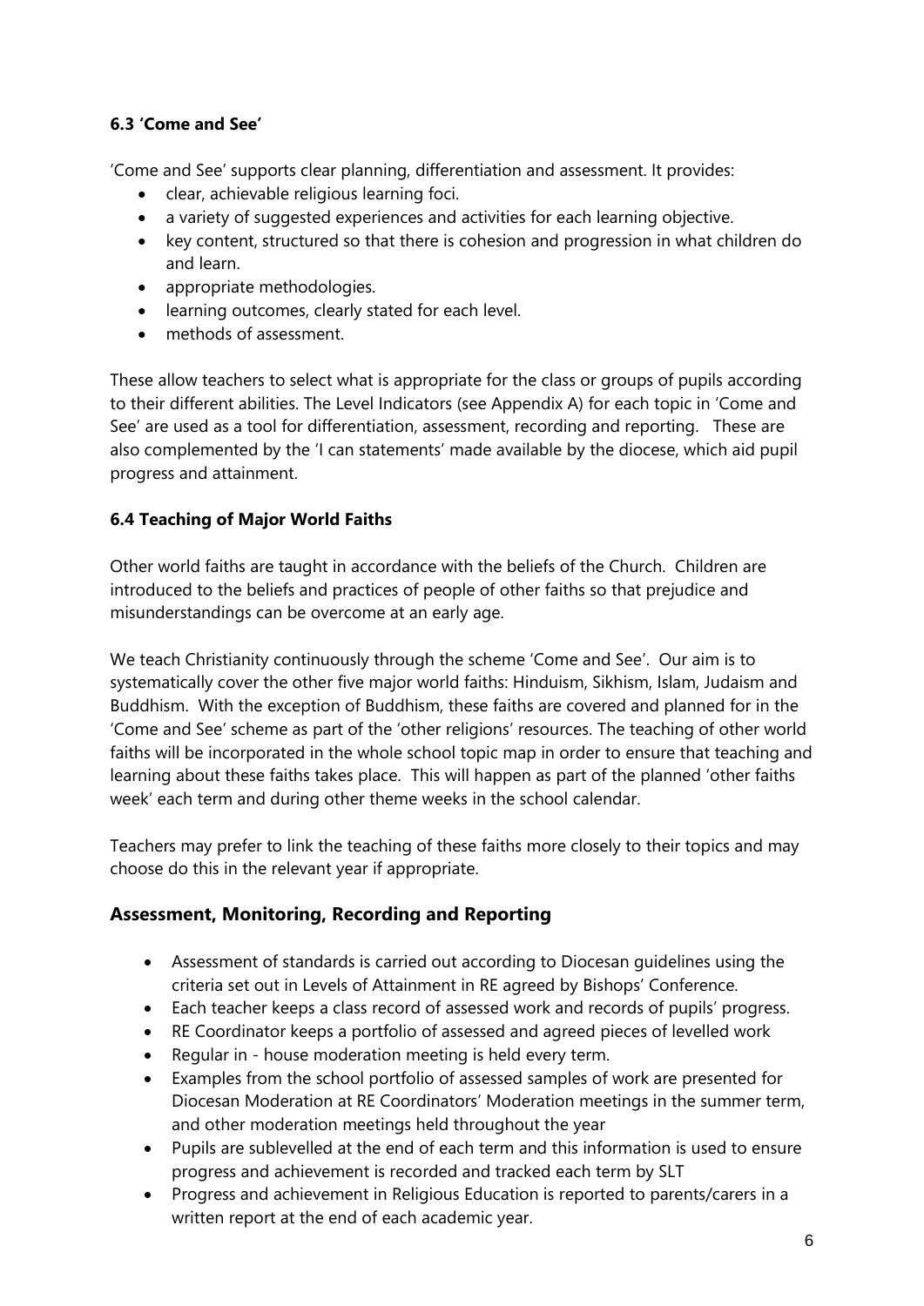### 6.3 'Come and See'

'Come and See' supports clear planning, differentiation and assessment. It provides:

- clear, achievable religious learning foci.
- a variety of suggested experiences and activities for each learning objective.
- key content, structured so that there is cohesion and progression in what children do and learn.
- appropriate methodologies.
- learning outcomes, clearly stated for each level.
- methods of assessment.

These allow teachers to select what is appropriate for the class or groups of pupils according to their different abilities. The Level Indicators (see Appendix A) for each topic in 'Come and See' are used as a tool for differentiation, assessment, recording and reporting. These are also complemented by the 'I can statements' made available by the diocese, which aid pupil progress and attainment.

### 6.4 Teaching of Major World Faiths

Other world faiths are taught in accordance with the beliefs of the Church. Children are introduced to the beliefs and practices of people of other faiths so that prejudice and misunderstandings can be overcome at an early age.

We teach Christianity continuously through the scheme 'Come and See'. Our aim is to systematically cover the other five major world faiths: Hinduism, Sikhism, Islam, Judaism and Buddhism. With the exception of Buddhism, these faiths are covered and planned for in the 'Come and See' scheme as part of the 'other religions' resources. The teaching of other world faiths will be incorporated in the whole school topic map in order to ensure that teaching and learning about these faiths takes place. This will happen as part of the planned 'other faiths week' each term and during other theme weeks in the school calendar.

Teachers may prefer to link the teaching of these faiths more closely to their topics and may choose do this in the relevant year if appropriate.

## Assessment, Monitoring, Recording and Reporting

- Assessment of standards is carried out according to Diocesan guidelines using the criteria set out in Levels of Attainment in RE agreed by Bishops' Conference.
- Each teacher keeps a class record of assessed work and records of pupils' progress.
- RE Coordinator keeps a portfolio of assessed and agreed pieces of levelled work
- Regular in - house moderation meeting is held every term.
- Examples from the school portfolio of assessed samples of work are presented for Diocesan Moderation at RE Coordinators' Moderation meetings in the summer term, and other moderation meetings held throughout the year
- Pupils are sublevelled at the end of each term and this information is used to ensure progress and achievement is recorded and tracked each term by SLT
- Progress and achievement in Religious Education is reported to parents/carers in a written report at the end of each academic year.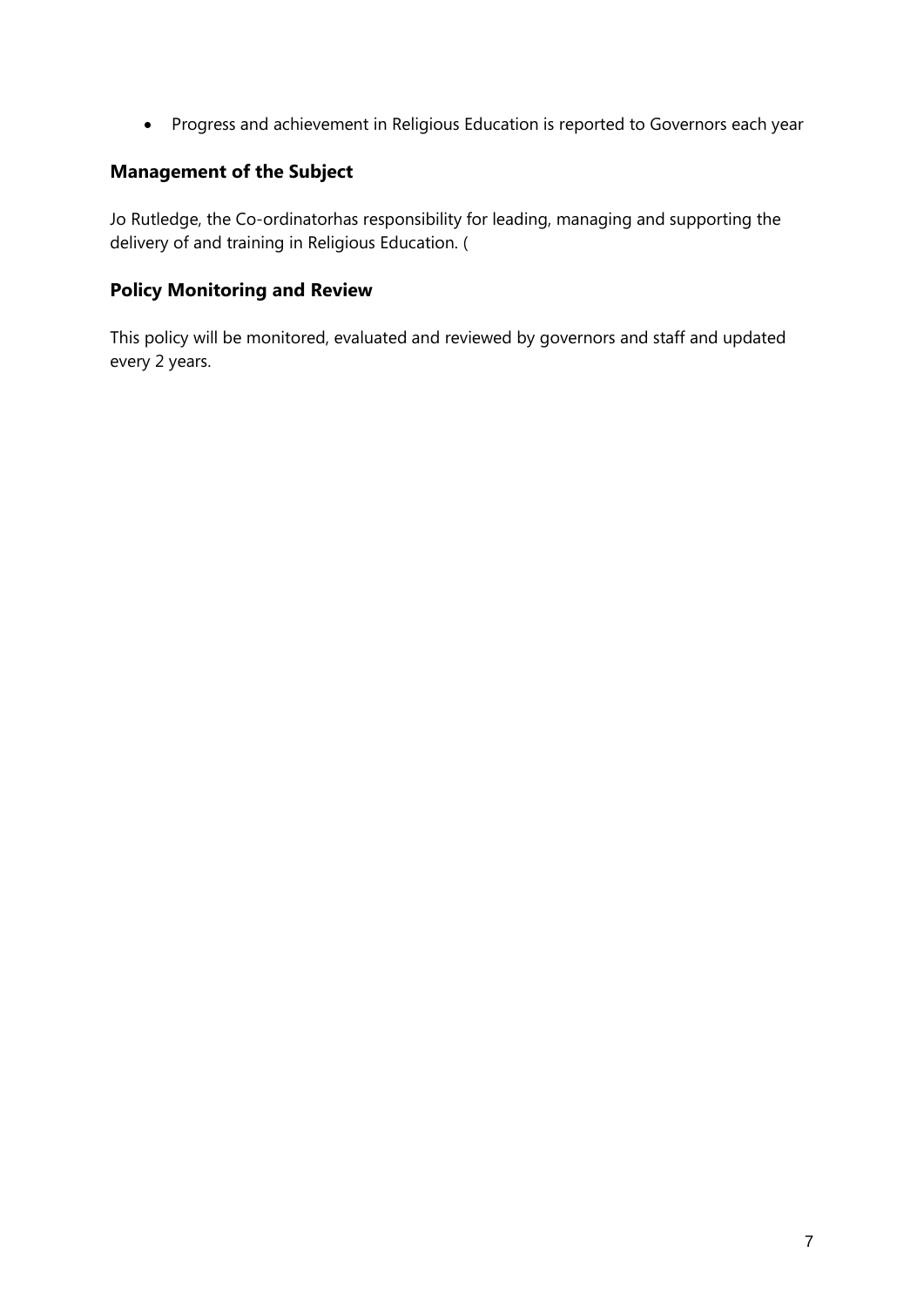- Progress and achievement in Religious Education is reported to Governors each year

## Management of the Subject

Jo Rutledge, the Co-ordinatorhas responsibility for leading, managing and supporting the delivery of and training in Religious Education. (

## Policy Monitoring and Review

This policy will be monitored, evaluated and reviewed by governors and staff and updated every 2 years.